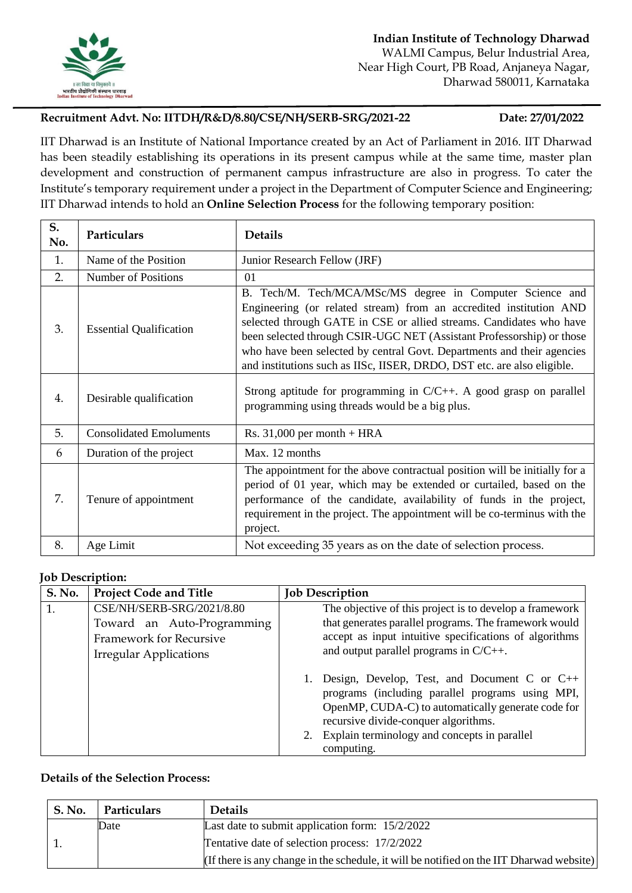**Indian Institute of Technology Dharwad**
WALMI Campus, Belur Industrial Area,
Near High Court, PB Road, Anjaneya Nagar,
Dharwad 580011, Karnataka

**Recruitment Advt. No: IITDH/R&D/8.80/CSE/NH/SERB-SRG/2021-22** **Date: 27/01/2022**

IIT Dharwad is an Institute of National Importance created by an Act of Parliament in 2016. IIT Dharwad has been steadily establishing its operations in its present campus while at the same time, master plan development and construction of permanent campus infrastructure are also in progress. To cater the Institute's temporary requirement under a project in the Department of Computer Science and Engineering; IIT Dharwad intends to hold an **Online Selection Process** for the following temporary position:

| S. No. | Particulars | Details |
|---|---|---|
| 1. | Name of the Position | Junior Research Fellow (JRF) |
| 2. | Number of Positions | 01 |
| 3. | Essential Qualification | B. Tech/M. Tech/MCA/MSc/MS degree in Computer Science and Engineering (or related stream) from an accredited institution AND selected through GATE in CSE or allied streams. Candidates who have been selected through CSIR-UGC NET (Assistant Professorship) or those who have been selected by central Govt. Departments and their agencies and institutions such as IISc, IISER, DRDO, DST etc. are also eligible. |
| 4. | Desirable qualification | Strong aptitude for programming in C/C++. A good grasp on parallel programming using threads would be a big plus. |
| 5. | Consolidated Emoluments | Rs. 31,000 per month + HRA |
| 6 | Duration of the project | Max. 12 months |
| 7. | Tenure of appointment | The appointment for the above contractual position will be initially for a period of 01 year, which may be extended or curtailed, based on the performance of the candidate, availability of funds in the project, requirement in the project. The appointment will be co-terminus with the project. |
| 8. | Age Limit | Not exceeding 35 years as on the date of selection process. |

**Job Description:**

| S. No. | Project Code and Title | Job Description |
|---|---|---|
| 1. | CSE/NH/SERB-SRG/2021/8.80<br>Toward an Auto-Programming Framework for Recursive Irregular Applications | The objective of this project is to develop a framework that generates parallel programs. The framework would accept as input intuitive specifications of algorithms and output parallel programs in C/C++.<br>1. Design, Develop, Test, and Document C or C++ programs (including parallel programs using MPI, OpenMP, CUDA-C) to automatically generate code for recursive divide-conquer algorithms.<br>2. Explain terminology and concepts in parallel computing. |

**Details of the Selection Process:**

| S. No. | Particulars | Details |
|---|---|---|
| 1. | Date | Last date to submit application form: 15/2/2022<br>Tentative date of selection process: 17/2/2022<br>(If there is any change in the schedule, it will be notified on the IIT Dharwad website) |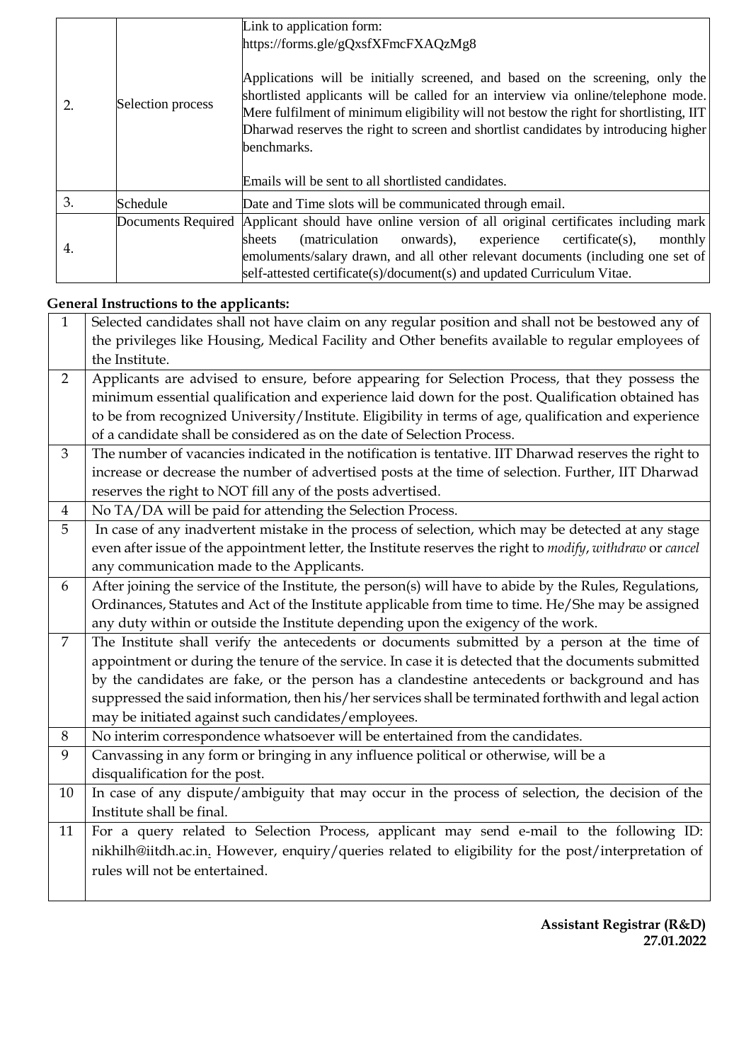| | | |
|---|---|---|
| 2. | Selection process | Link to application form: https://forms.gle/gQxsfXFmcFXAQzMg8<br><br>Applications will be initially screened, and based on the screening, only the shortlisted applicants will be called for an interview via online/telephone mode. Mere fulfilment of minimum eligibility will not bestow the right for shortlisting, IIT Dharwad reserves the right to screen and shortlist candidates by introducing higher benchmarks.<br><br>Emails will be sent to all shortlisted candidates. |
| 3. | Schedule | Date and Time slots will be communicated through email. |
| 4. | Documents Required | Applicant should have online version of all original certificates including mark sheets (matriculation onwards), experience certificate(s), monthly emoluments/salary drawn, and all other relevant documents (including one set of self-attested certificate(s)/document(s) and updated Curriculum Vitae. |

**General Instructions to the applicants:**

| | |
|---|---|
| 1 | Selected candidates shall not have claim on any regular position and shall not be bestowed any of the privileges like Housing, Medical Facility and Other benefits available to regular employees of the Institute. |
| 2 | Applicants are advised to ensure, before appearing for Selection Process, that they possess the minimum essential qualification and experience laid down for the post. Qualification obtained has to be from recognized University/Institute. Eligibility in terms of age, qualification and experience of a candidate shall be considered as on the date of Selection Process. |
| 3 | The number of vacancies indicated in the notification is tentative. IIT Dharwad reserves the right to increase or decrease the number of advertised posts at the time of selection. Further, IIT Dharwad reserves the right to NOT fill any of the posts advertised. |
| 4 | No TA/DA will be paid for attending the Selection Process. |
| 5 | In case of any inadvertent mistake in the process of selection, which may be detected at any stage even after issue of the appointment letter, the Institute reserves the right to *modify*, *withdraw* or *cancel* any communication made to the Applicants. |
| 6 | After joining the service of the Institute, the person(s) will have to abide by the Rules, Regulations, Ordinances, Statutes and Act of the Institute applicable from time to time. He/She may be assigned any duty within or outside the Institute depending upon the exigency of the work. |
| 7 | The Institute shall verify the antecedents or documents submitted by a person at the time of appointment or during the tenure of the service. In case it is detected that the documents submitted by the candidates are fake, or the person has a clandestine antecedents or background and has suppressed the said information, then his/her services shall be terminated forthwith and legal action may be initiated against such candidates/employees. |
| 8 | No interim correspondence whatsoever will be entertained from the candidates. |
| 9 | Canvassing in any form or bringing in any influence political or otherwise, will be a disqualification for the post. |
| 10 | In case of any dispute/ambiguity that may occur in the process of selection, the decision of the Institute shall be final. |
| 11 | For a query related to Selection Process, applicant may send e-mail to the following ID: nikhilh@iitdh.ac.in. However, enquiry/queries related to eligibility for the post/interpretation of rules will not be entertained. |

**Assistant Registrar (R&D)**
**27.01.2022**